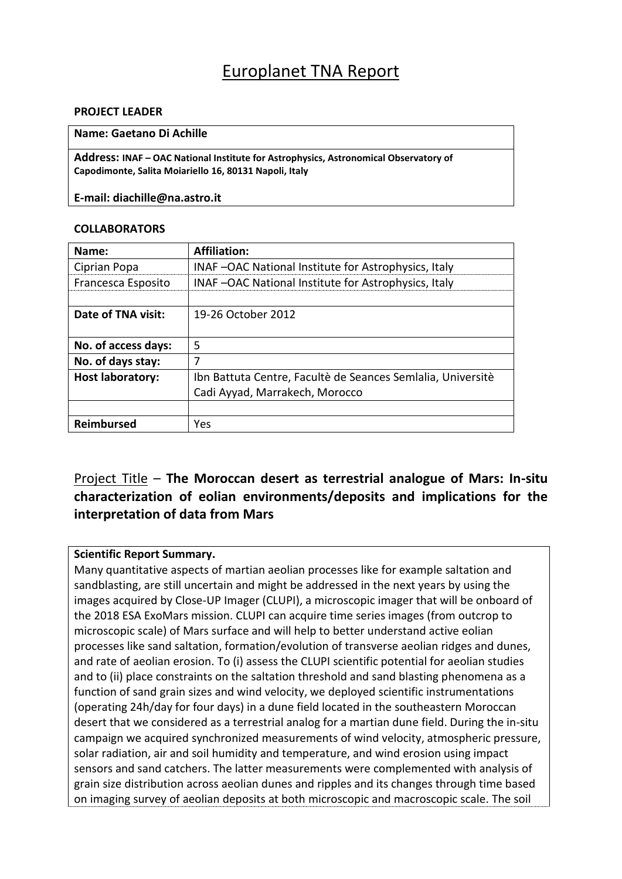# Europlanet TNA Report

**PROJECT LEADER**

| **Name: Gaetano Di Achille** |
|---|
| **Address: INAF – OAC National Institute for Astrophysics, Astronomical Observatory of Capodimonte, Salita Moiariello 16, 80131 Napoli, Italy**<br><br>**E-mail: diachille@na.astro.it** |

**COLLABORATORS**

| **Name:** | **Affiliation:** |
|---|---|
| Ciprian Popa | INAF –OAC National Institute for Astrophysics, Italy |
| Francesca Esposito | INAF –OAC National Institute for Astrophysics, Italy |
| | |
| **Date of TNA visit:** | 19-26 October 2012 |
| **No. of access days:** | 5 |
| **No. of days stay:** | 7 |
| **Host laboratory:** | Ibn Battuta Centre, Facultè de Seances Semlalia, Universitè Cadi Ayyad, Marrakech, Morocco |
| | |
| **Reimbursed** | Yes |

## Project Title – **The Moroccan desert as terrestrial analogue of Mars: In-situ characterization of eolian environments/deposits and implications for the interpretation of data from Mars**

**Scientific Report Summary.**

Many quantitative aspects of martian aeolian processes like for example saltation and sandblasting, are still uncertain and might be addressed in the next years by using the images acquired by Close-UP Imager (CLUPI), a microscopic imager that will be onboard of the 2018 ESA ExoMars mission. CLUPI can acquire time series images (from outcrop to microscopic scale) of Mars surface and will help to better understand active eolian processes like sand saltation, formation/evolution of transverse aeolian ridges and dunes, and rate of aeolian erosion. To (i) assess the CLUPI scientific potential for aeolian studies and to (ii) place constraints on the saltation threshold and sand blasting phenomena as a function of sand grain sizes and wind velocity, we deployed scientific instrumentations (operating 24h/day for four days) in a dune field located in the southeastern Moroccan desert that we considered as a terrestrial analog for a martian dune field. During the in-situ campaign we acquired synchronized measurements of wind velocity, atmospheric pressure, solar radiation, air and soil humidity and temperature, and wind erosion using impact sensors and sand catchers. The latter measurements were complemented with analysis of grain size distribution across aeolian dunes and ripples and its changes through time based on imaging survey of aeolian deposits at both microscopic and macroscopic scale. The soil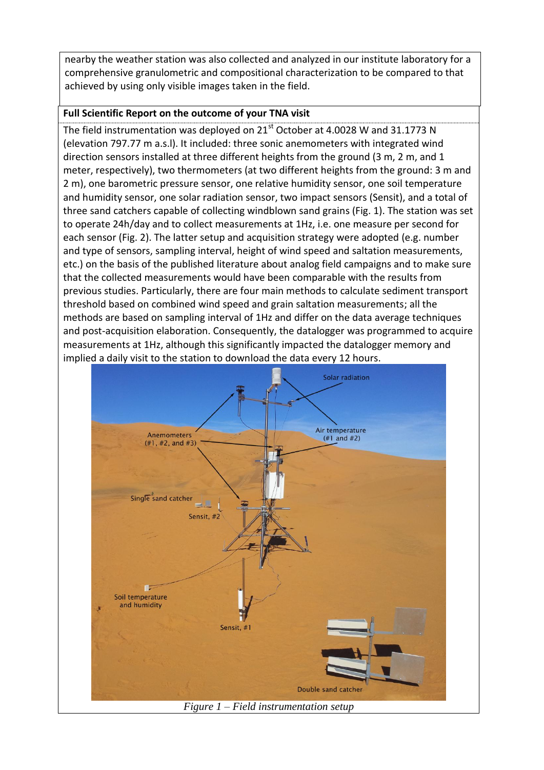nearby the weather station was also collected and analyzed in our institute laboratory for a comprehensive granulometric and compositional characterization to be compared to that achieved by using only visible images taken in the field.

**Full Scientific Report on the outcome of your TNA visit**

The field instrumentation was deployed on 21st October at 4.0028 W and 31.1773 N (elevation 797.77 m a.s.l). It included: three sonic anemometers with integrated wind direction sensors installed at three different heights from the ground (3 m, 2 m, and 1 meter, respectively), two thermometers (at two different heights from the ground: 3 m and 2 m), one barometric pressure sensor, one relative humidity sensor, one soil temperature and humidity sensor, one solar radiation sensor, two impact sensors (Sensit), and a total of three sand catchers capable of collecting windblown sand grains (Fig. 1). The station was set to operate 24h/day and to collect measurements at 1Hz, i.e. one measure per second for each sensor (Fig. 2). The latter setup and acquisition strategy were adopted (e.g. number and type of sensors, sampling interval, height of wind speed and saltation measurements, etc.) on the basis of the published literature about analog field campaigns and to make sure that the collected measurements would have been comparable with the results from previous studies. Particularly, there are four main methods to calculate sediment transport threshold based on combined wind speed and grain saltation measurements; all the methods are based on sampling interval of 1Hz and differ on the data average techniques and post-acquisition elaboration. Consequently, the datalogger was programmed to acquire measurements at 1Hz, although this significantly impacted the datalogger memory and implied a daily visit to the station to download the data every 12 hours.

*Figure 1 – Field instrumentation setup*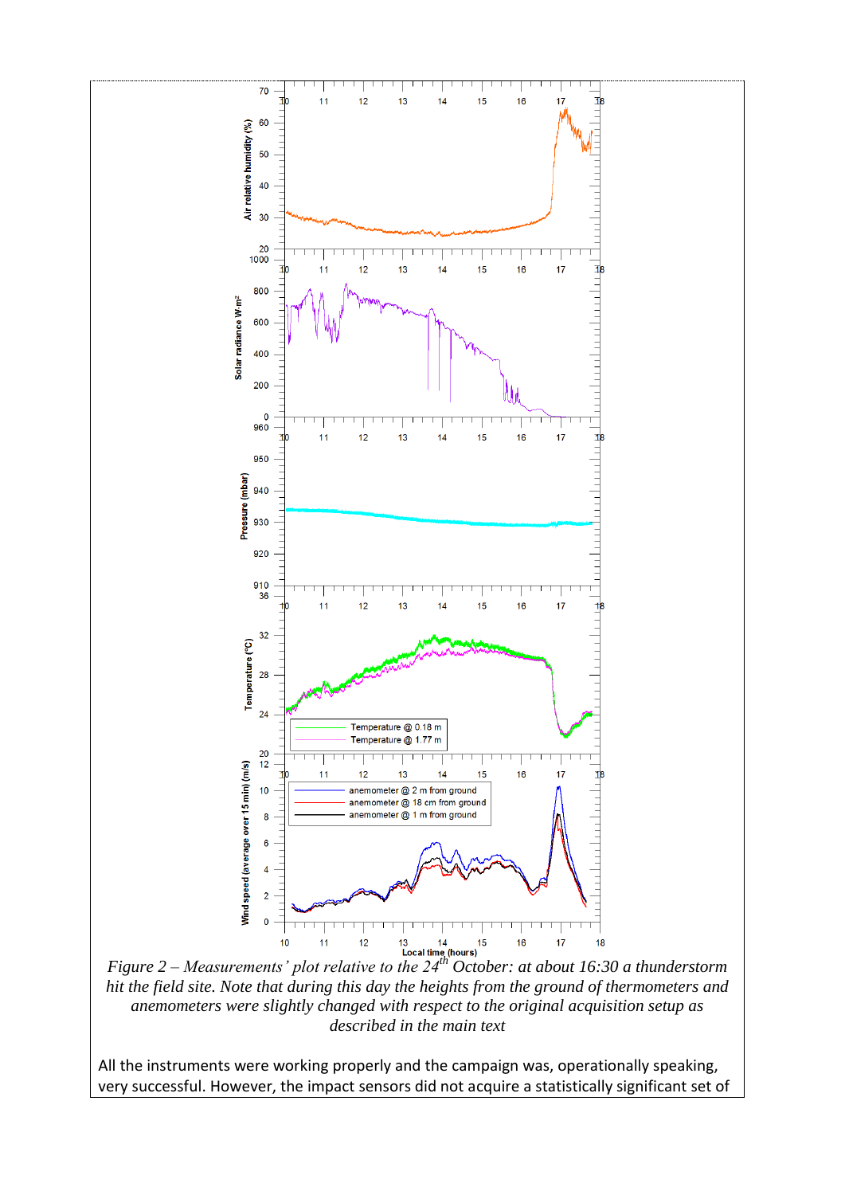*Figure 2 – Measurements' plot relative to the 24th October: at about 16:30 a thunderstorm hit the field site. Note that during this day the heights from the ground of thermometers and anemometers were slightly changed with respect to the original acquisition setup as described in the main text*

All the instruments were working properly and the campaign was, operationally speaking, very successful. However, the impact sensors did not acquire a statistically significant set of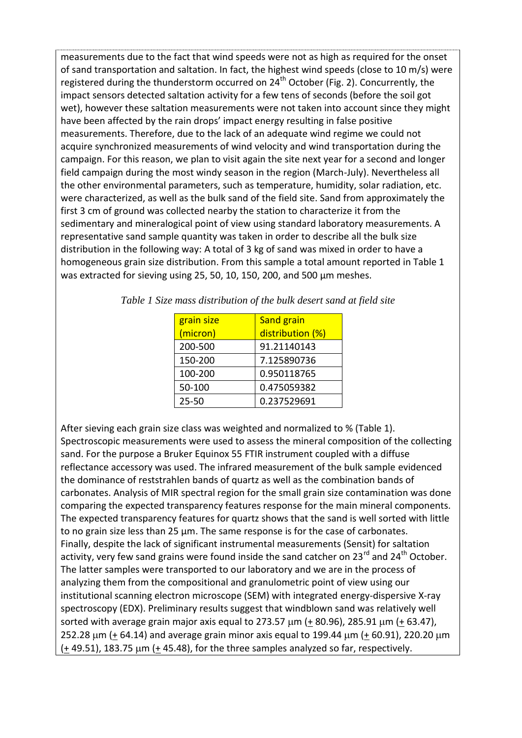measurements due to the fact that wind speeds were not as high as required for the onset of sand transportation and saltation. In fact, the highest wind speeds (close to 10 m/s) were registered during the thunderstorm occurred on 24th October (Fig. 2). Concurrently, the impact sensors detected saltation activity for a few tens of seconds (before the soil got wet), however these saltation measurements were not taken into account since they might have been affected by the rain drops' impact energy resulting in false positive measurements. Therefore, due to the lack of an adequate wind regime we could not acquire synchronized measurements of wind velocity and wind transportation during the campaign. For this reason, we plan to visit again the site next year for a second and longer field campaign during the most windy season in the region (March-July). Nevertheless all the other environmental parameters, such as temperature, humidity, solar radiation, etc. were characterized, as well as the bulk sand of the field site. Sand from approximately the first 3 cm of ground was collected nearby the station to characterize it from the sedimentary and mineralogical point of view using standard laboratory measurements. A representative sand sample quantity was taken in order to describe all the bulk size distribution in the following way: A total of 3 kg of sand was mixed in order to have a homogeneous grain size distribution. From this sample a total amount reported in Table 1 was extracted for sieving using 25, 50, 10, 150, 200, and 500 µm meshes.

*Table 1 Size mass distribution of the bulk desert sand at field site*

| grain size (micron) | Sand grain distribution (%) |
|---|---|
| 200-500 | 91.21140143 |
| 150-200 | 7.125890736 |
| 100-200 | 0.950118765 |
| 50-100 | 0.475059382 |
| 25-50 | 0.237529691 |

After sieving each grain size class was weighted and normalized to % (Table 1). Spectroscopic measurements were used to assess the mineral composition of the collecting sand. For the purpose a Bruker Equinox 55 FTIR instrument coupled with a diffuse reflectance accessory was used. The infrared measurement of the bulk sample evidenced the dominance of reststrahlen bands of quartz as well as the combination bands of carbonates. Analysis of MIR spectral region for the small grain size contamination was done comparing the expected transparency features response for the main mineral components. The expected transparency features for quartz shows that the sand is well sorted with little to no grain size less than 25 µm. The same response is for the case of carbonates. Finally, despite the lack of significant instrumental measurements (Sensit) for saltation activity, very few sand grains were found inside the sand catcher on 23rd and 24th October. The latter samples were transported to our laboratory and we are in the process of analyzing them from the compositional and granulometric point of view using our institutional scanning electron microscope (SEM) with integrated energy-dispersive X-ray spectroscopy (EDX). Preliminary results suggest that windblown sand was relatively well sorted with average grain major axis equal to 273.57 µm (± 80.96), 285.91 µm (± 63.47), 252.28 µm (± 64.14) and average grain minor axis equal to 199.44 µm (± 60.91), 220.20 µm (± 49.51), 183.75 µm (± 45.48), for the three samples analyzed so far, respectively.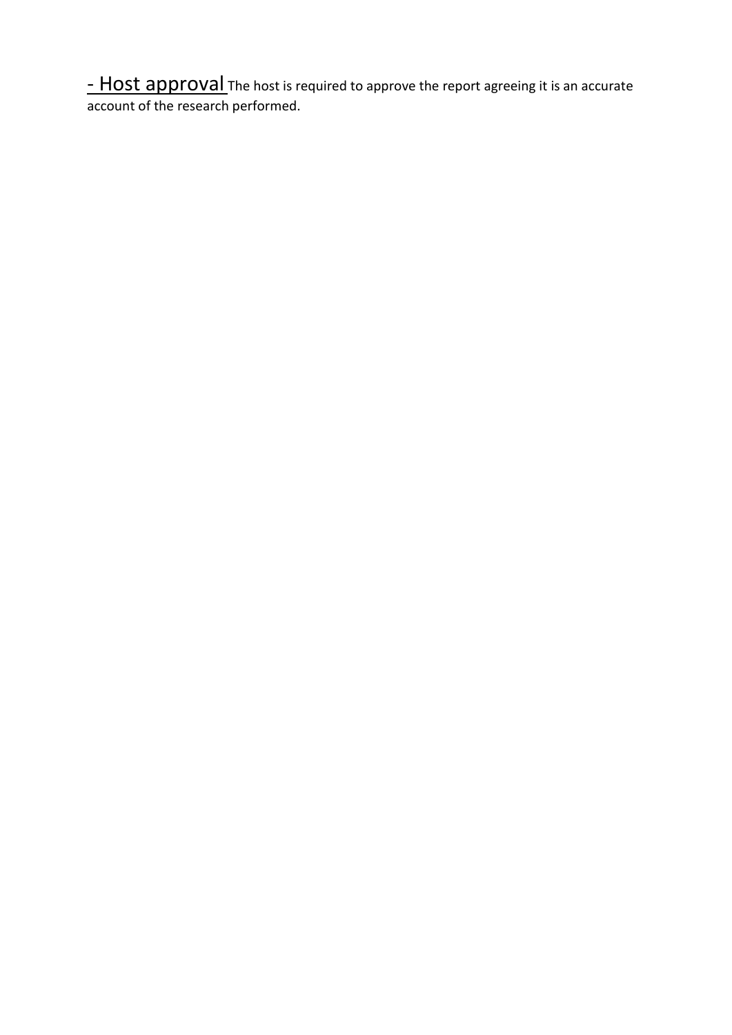<u>- Host approval</u> The host is required to approve the report agreeing it is an accurate account of the research performed.